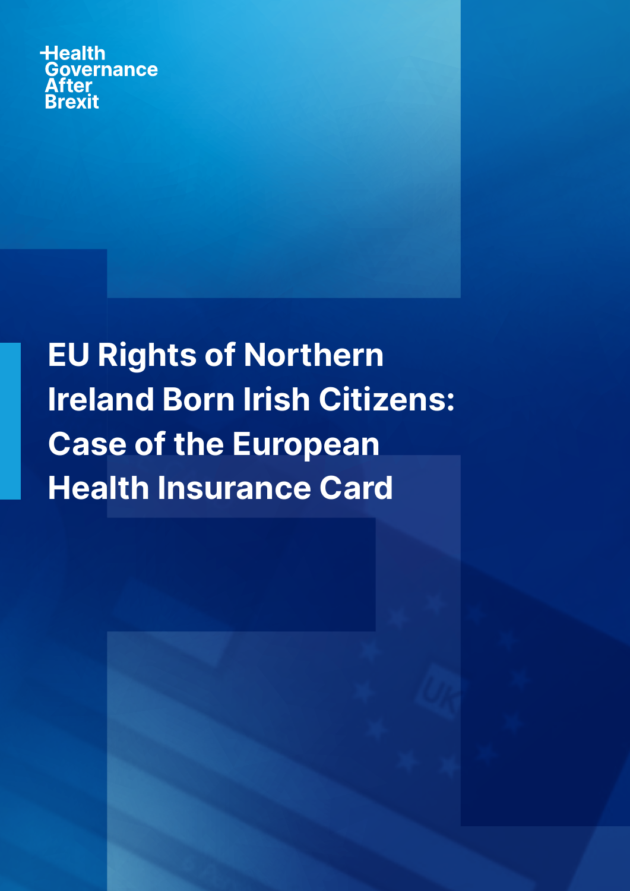Health Governance After Brexit

# EU Rights of Northern Ireland Born Irish Citizens: Case of the European Health Insurance Card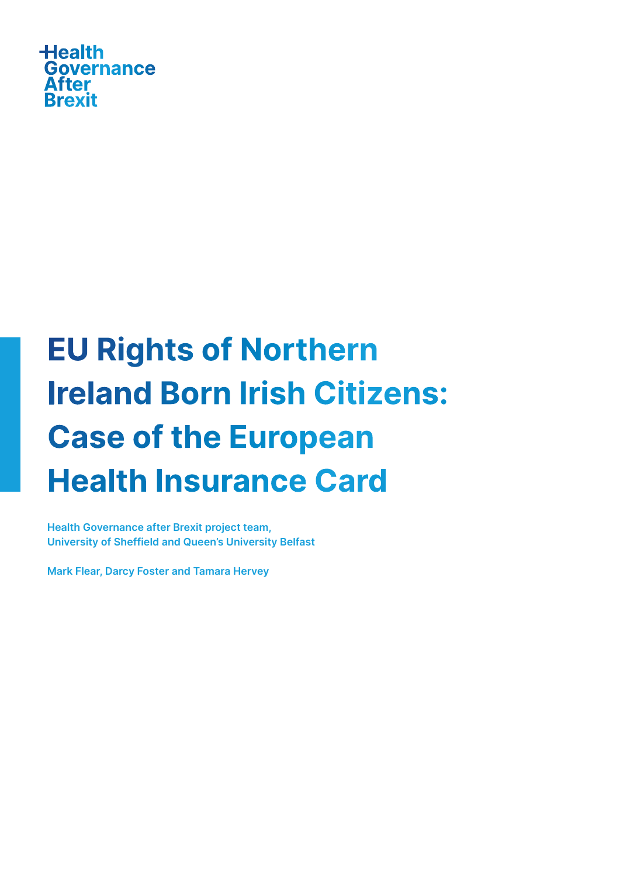Health Governance After Brexit

# EU Rights of Northern Ireland Born Irish Citizens: Case of the European Health Insurance Card

**Health Governance after Brexit project team, University of Sheffield and Queen's University Belfast**

**Mark Flear, Darcy Foster and Tamara Hervey**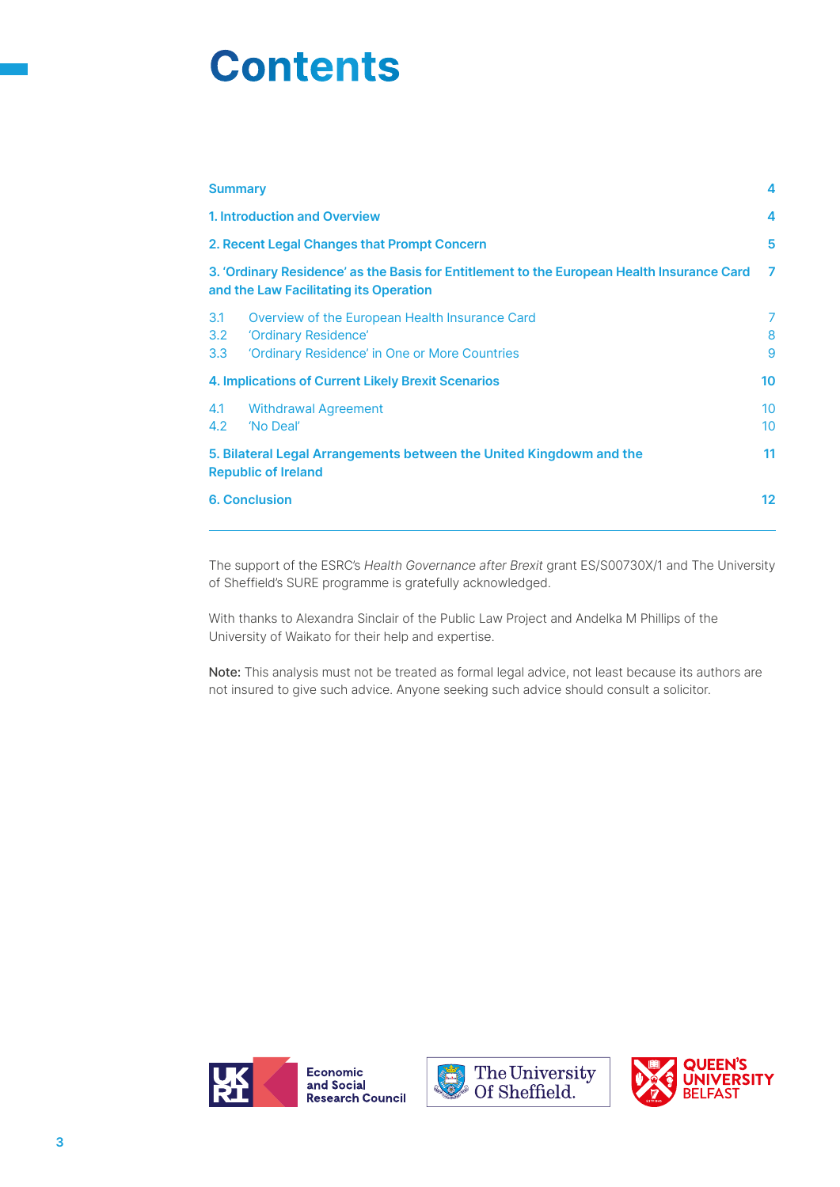# Contents

| | |
|---|---|
| **Summary** | **4** |
| **1. Introduction and Overview** | **4** |
| **2. Recent Legal Changes that Prompt Concern** | **5** |
| **3. 'Ordinary Residence' as the Basis for Entitlement to the European Health Insurance Card and the Law Facilitating its Operation** | **7** |
| 3.1 Overview of the European Health Insurance Card | 7 |
| 3.2 'Ordinary Residence' | 8 |
| 3.3 'Ordinary Residence' in One or More Countries | 9 |
| **4. Implications of Current Likely Brexit Scenarios** | **10** |
| 4.1 Withdrawal Agreement | 10 |
| 4.2 'No Deal' | 10 |
| **5. Bilateral Legal Arrangements between the United Kingdowm and the Republic of Ireland** | **11** |
| **6. Conclusion** | **12** |

The support of the ESRC's *Health Governance after Brexit* grant ES/S00730X/1 and The University of Sheffield's SURE programme is gratefully acknowledged.

With thanks to Alexandra Sinclair of the Public Law Project and Andelka M Phillips of the University of Waikato for their help and expertise.

**Note:** This analysis must not be treated as formal legal advice, not least because its authors are not insured to give such advice. Anyone seeking such advice should consult a solicitor.

Economic and Social Research Council

The University Of Sheffield.

QUEEN'S UNIVERSITY BELFAST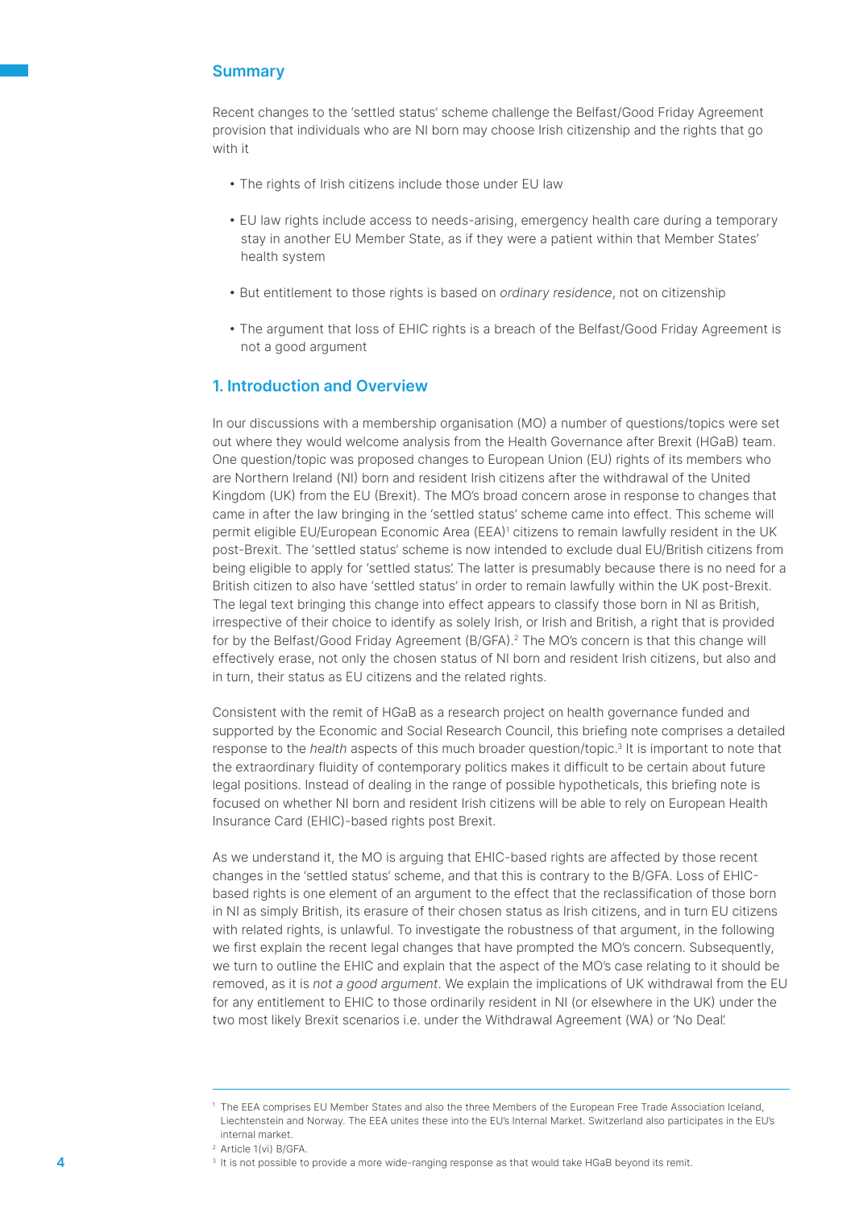## Summary

Recent changes to the 'settled status' scheme challenge the Belfast/Good Friday Agreement provision that individuals who are NI born may choose Irish citizenship and the rights that go with it

- The rights of Irish citizens include those under EU law
- EU law rights include access to needs-arising, emergency health care during a temporary stay in another EU Member State, as if they were a patient within that Member States' health system
- But entitlement to those rights is based on *ordinary residence*, not on citizenship
- The argument that loss of EHIC rights is a breach of the Belfast/Good Friday Agreement is not a good argument

## 1. Introduction and Overview

In our discussions with a membership organisation (MO) a number of questions/topics were set out where they would welcome analysis from the Health Governance after Brexit (HGaB) team. One question/topic was proposed changes to European Union (EU) rights of its members who are Northern Ireland (NI) born and resident Irish citizens after the withdrawal of the United Kingdom (UK) from the EU (Brexit). The MO's broad concern arose in response to changes that came in after the law bringing in the 'settled status' scheme came into effect. This scheme will permit eligible EU/European Economic Area (EEA)[1] citizens to remain lawfully resident in the UK post-Brexit. The 'settled status' scheme is now intended to exclude dual EU/British citizens from being eligible to apply for 'settled status'. The latter is presumably because there is no need for a British citizen to also have 'settled status' in order to remain lawfully within the UK post-Brexit. The legal text bringing this change into effect appears to classify those born in NI as British, irrespective of their choice to identify as solely Irish, or Irish and British, a right that is provided for by the Belfast/Good Friday Agreement (B/GFA).[2] The MO's concern is that this change will effectively erase, not only the chosen status of NI born and resident Irish citizens, but also and in turn, their status as EU citizens and the related rights.

Consistent with the remit of HGaB as a research project on health governance funded and supported by the Economic and Social Research Council, this briefing note comprises a detailed response to the *health* aspects of this much broader question/topic.[3] It is important to note that the extraordinary fluidity of contemporary politics makes it difficult to be certain about future legal positions. Instead of dealing in the range of possible hypotheticals, this briefing note is focused on whether NI born and resident Irish citizens will be able to rely on European Health Insurance Card (EHIC)-based rights post Brexit.

As we understand it, the MO is arguing that EHIC-based rights are affected by those recent changes in the 'settled status' scheme, and that this is contrary to the B/GFA. Loss of EHIC-based rights is one element of an argument to the effect that the reclassification of those born in NI as simply British, its erasure of their chosen status as Irish citizens, and in turn EU citizens with related rights, is unlawful. To investigate the robustness of that argument, in the following we first explain the recent legal changes that have prompted the MO's concern. Subsequently, we turn to outline the EHIC and explain that the aspect of the MO's case relating to it should be removed, as it is *not a good argument*. We explain the implications of UK withdrawal from the EU for any entitlement to EHIC to those ordinarily resident in NI (or elsewhere in the UK) under the two most likely Brexit scenarios i.e. under the Withdrawal Agreement (WA) or 'No Deal'.

---

[1] The EEA comprises EU Member States and also the three Members of the European Free Trade Association Iceland, Liechtenstein and Norway. The EEA unites these into the EU's Internal Market. Switzerland also participates in the EU's internal market.

[2] Article 1(vi) B/GFA.

[3] It is not possible to provide a more wide-ranging response as that would take HGaB beyond its remit.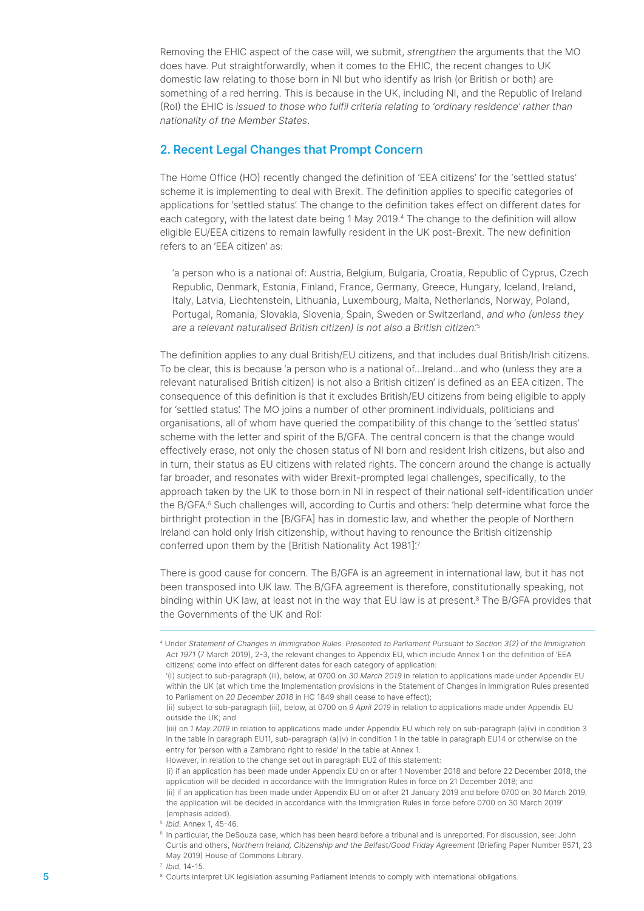Removing the EHIC aspect of the case will, we submit, *strengthen* the arguments that the MO does have. Put straightforwardly, when it comes to the EHIC, the recent changes to UK domestic law relating to those born in NI but who identify as Irish (or British or both) are something of a red herring. This is because in the UK, including NI, and the Republic of Ireland (RoI) the EHIC is *issued to those who fulfil criteria relating to 'ordinary residence' rather than nationality of the Member States*.

## 2. Recent Legal Changes that Prompt Concern

The Home Office (HO) recently changed the definition of 'EEA citizens' for the 'settled status' scheme it is implementing to deal with Brexit. The definition applies to specific categories of applications for 'settled status'. The change to the definition takes effect on different dates for each category, with the latest date being 1 May 2019.[4] The change to the definition will allow eligible EU/EEA citizens to remain lawfully resident in the UK post-Brexit. The new definition refers to an 'EEA citizen' as:

> 'a person who is a national of: Austria, Belgium, Bulgaria, Croatia, Republic of Cyprus, Czech Republic, Denmark, Estonia, Finland, France, Germany, Greece, Hungary, Iceland, Ireland, Italy, Latvia, Liechtenstein, Lithuania, Luxembourg, Malta, Netherlands, Norway, Poland, Portugal, Romania, Slovakia, Slovenia, Spain, Sweden or Switzerland, *and who (unless they are a relevant naturalised British citizen) is not also a British citizen*.'[5]

The definition applies to any dual British/EU citizens, and that includes dual British/Irish citizens. To be clear, this is because 'a person who is a national of...Ireland...and who (unless they are a relevant naturalised British citizen) is not also a British citizen' is defined as an EEA citizen. The consequence of this definition is that it excludes British/EU citizens from being eligible to apply for 'settled status'. The MO joins a number of other prominent individuals, politicians and organisations, all of whom have queried the compatibility of this change to the 'settled status' scheme with the letter and spirit of the B/GFA. The central concern is that the change would effectively erase, not only the chosen status of NI born and resident Irish citizens, but also and in turn, their status as EU citizens with related rights. The concern around the change is actually far broader, and resonates with wider Brexit-prompted legal challenges, specifically, to the approach taken by the UK to those born in NI in respect of their national self-identification under the B/GFA.[6] Such challenges will, according to Curtis and others: 'help determine what force the birthright protection in the [B/GFA] has in domestic law, and whether the people of Northern Ireland can hold only Irish citizenship, without having to renounce the British citizenship conferred upon them by the [British Nationality Act 1981]'.[7]

There is good cause for concern. The B/GFA is an agreement in international law, but it has not been transposed into UK law. The B/GFA agreement is therefore, constitutionally speaking, not binding within UK law, at least not in the way that EU law is at present.[8] The B/GFA provides that the Governments of the UK and RoI:

---

[4] Under *Statement of Changes in Immigration Rules. Presented to Parliament Pursuant to Section 3(2) of the Immigration Act 1971* (7 March 2019), 2-3, the relevant changes to Appendix EU, which include Annex 1 on the definition of 'EEA citizens', come into effect on different dates for each category of application:
'(i) subject to sub-paragraph (iii), below, at 0700 on *30 March 2019* in relation to applications made under Appendix EU within the UK (at which time the Implementation provisions in the Statement of Changes in Immigration Rules presented to Parliament on *20 December 2018* in HC 1849 shall cease to have effect);
(ii) subject to sub-paragraph (iii), below, at 0700 on *9 April 2019* in relation to applications made under Appendix EU outside the UK; and
(iii) on *1 May 2019* in relation to applications made under Appendix EU which rely on sub-paragraph (a)(v) in condition 3 in the table in paragraph EU11, sub-paragraph (a)(v) in condition 1 in the table in paragraph EU14 or otherwise on the entry for 'person with a Zambrano right to reside' in the table at Annex 1.
However, in relation to the change set out in paragraph EU2 of this statement:
(i) if an application has been made under Appendix EU on or after 1 November 2018 and before 22 December 2018, the application will be decided in accordance with the Immigration Rules in force on 21 December 2018; and
(ii) if an application has been made under Appendix EU on or after 21 January 2019 and before 0700 on 30 March 2019, the application will be decided in accordance with the Immigration Rules in force before 0700 on 30 March 2019' (emphasis added).

[5] *Ibid*, Annex 1, 45-46.

[6] In particular, the DeSouza case, which has been heard before a tribunal and is unreported. For discussion, see: John Curtis and others, *Northern Ireland, Citizenship and the Belfast/Good Friday Agreement* (Briefing Paper Number 8571, 23 May 2019) House of Commons Library.

[7] *Ibid*, 14-15.

[8] Courts interpret UK legislation assuming Parliament intends to comply with international obligations.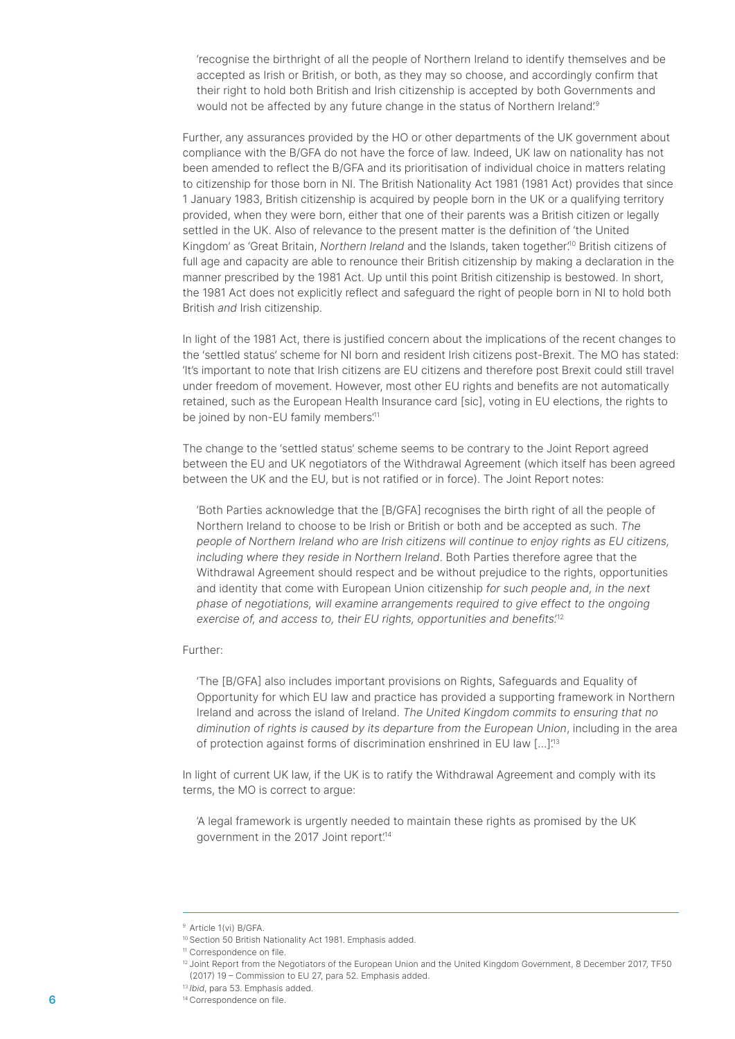> 'recognise the birthright of all the people of Northern Ireland to identify themselves and be accepted as Irish or British, or both, as they may so choose, and accordingly confirm that their right to hold both British and Irish citizenship is accepted by both Governments and would not be affected by any future change in the status of Northern Ireland.'[9]

Further, any assurances provided by the HO or other departments of the UK government about compliance with the B/GFA do not have the force of law. Indeed, UK law on nationality has not been amended to reflect the B/GFA and its prioritisation of individual choice in matters relating to citizenship for those born in NI. The British Nationality Act 1981 (1981 Act) provides that since 1 January 1983, British citizenship is acquired by people born in the UK or a qualifying territory provided, when they were born, either that one of their parents was a British citizen or legally settled in the UK. Also of relevance to the present matter is the definition of 'the United Kingdom' as 'Great Britain, *Northern Ireland* and the Islands, taken together.'[10] British citizens of full age and capacity are able to renounce their British citizenship by making a declaration in the manner prescribed by the 1981 Act. Up until this point British citizenship is bestowed. In short, the 1981 Act does not explicitly reflect and safeguard the right of people born in NI to hold both British *and* Irish citizenship.

In light of the 1981 Act, there is justified concern about the implications of the recent changes to the 'settled status' scheme for NI born and resident Irish citizens post-Brexit. The MO has stated: 'It's important to note that Irish citizens are EU citizens and therefore post Brexit could still travel under freedom of movement. However, most other EU rights and benefits are not automatically retained, such as the European Health Insurance card [sic], voting in EU elections, the rights to be joined by non-EU family members.'[11]

The change to the 'settled status' scheme seems to be contrary to the Joint Report agreed between the EU and UK negotiators of the Withdrawal Agreement (which itself has been agreed between the UK and the EU, but is not ratified or in force). The Joint Report notes:

> 'Both Parties acknowledge that the [B/GFA] recognises the birth right of all the people of Northern Ireland to choose to be Irish or British or both and be accepted as such. *The people of Northern Ireland who are Irish citizens will continue to enjoy rights as EU citizens, including where they reside in Northern Ireland*. Both Parties therefore agree that the Withdrawal Agreement should respect and be without prejudice to the rights, opportunities and identity that come with European Union citizenship *for such people and, in the next phase of negotiations, will examine arrangements required to give effect to the ongoing exercise of, and access to, their EU rights, opportunities and benefits*.'[12]

Further:

> 'The [B/GFA] also includes important provisions on Rights, Safeguards and Equality of Opportunity for which EU law and practice has provided a supporting framework in Northern Ireland and across the island of Ireland. *The United Kingdom commits to ensuring that no diminution of rights is caused by its departure from the European Union*, including in the area of protection against forms of discrimination enshrined in EU law [...].'[13]

In light of current UK law, if the UK is to ratify the Withdrawal Agreement and comply with its terms, the MO is correct to argue:

> 'A legal framework is urgently needed to maintain these rights as promised by the UK government in the 2017 Joint report.'[14]

---

[9] Article 1(vi) B/GFA.

[10] Section 50 British Nationality Act 1981. Emphasis added.

[11] Correspondence on file.

[12] Joint Report from the Negotiators of the European Union and the United Kingdom Government, 8 December 2017, TF50 (2017) 19 – Commission to EU 27, para 52. Emphasis added.

[13] *Ibid*, para 53. Emphasis added.

[14] Correspondence on file.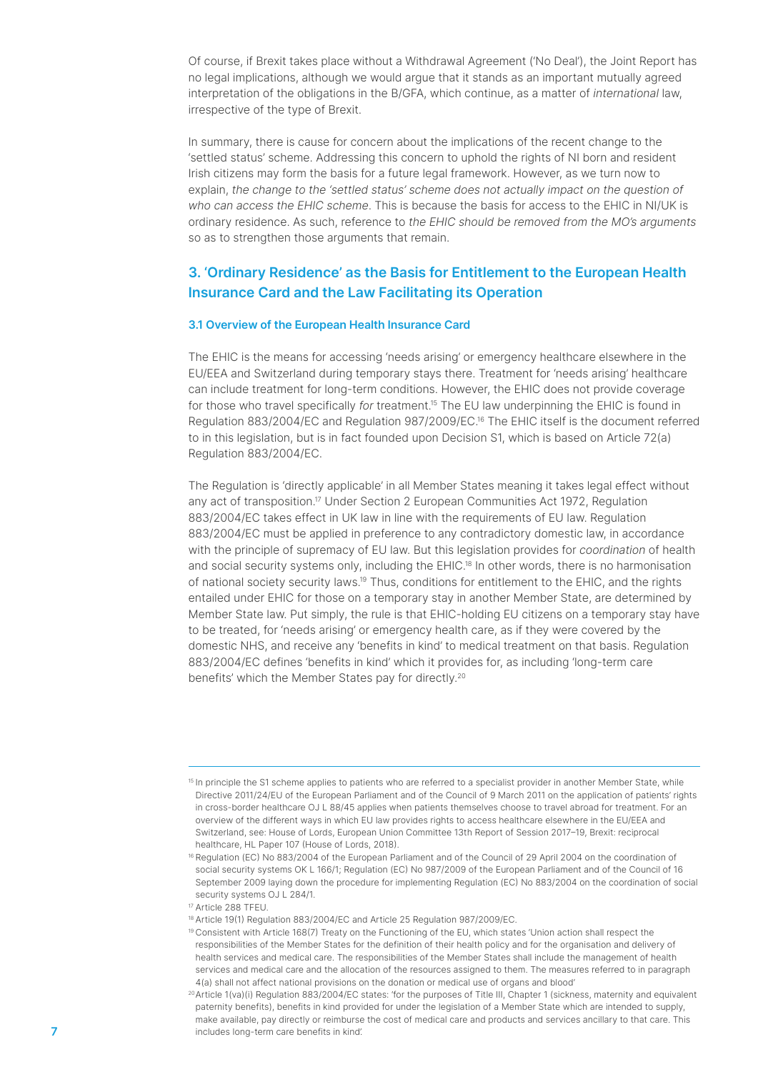Of course, if Brexit takes place without a Withdrawal Agreement ('No Deal'), the Joint Report has no legal implications, although we would argue that it stands as an important mutually agreed interpretation of the obligations in the B/GFA, which continue, as a matter of *international* law, irrespective of the type of Brexit.

In summary, there is cause for concern about the implications of the recent change to the 'settled status' scheme. Addressing this concern to uphold the rights of NI born and resident Irish citizens may form the basis for a future legal framework. However, as we turn now to explain, *the change to the 'settled status' scheme does not actually impact on the question of who can access the EHIC scheme*. This is because the basis for access to the EHIC in NI/UK is ordinary residence. As such, reference to *the EHIC should be removed from the MO's arguments* so as to strengthen those arguments that remain.

## 3. 'Ordinary Residence' as the Basis for Entitlement to the European Health Insurance Card and the Law Facilitating its Operation

### 3.1 Overview of the European Health Insurance Card

The EHIC is the means for accessing 'needs arising' or emergency healthcare elsewhere in the EU/EEA and Switzerland during temporary stays there. Treatment for 'needs arising' healthcare can include treatment for long-term conditions. However, the EHIC does not provide coverage for those who travel specifically *for* treatment.[15] The EU law underpinning the EHIC is found in Regulation 883/2004/EC and Regulation 987/2009/EC.[16] The EHIC itself is the document referred to in this legislation, but is in fact founded upon Decision S1, which is based on Article 72(a) Regulation 883/2004/EC.

The Regulation is 'directly applicable' in all Member States meaning it takes legal effect without any act of transposition.[17] Under Section 2 European Communities Act 1972, Regulation 883/2004/EC takes effect in UK law in line with the requirements of EU law. Regulation 883/2004/EC must be applied in preference to any contradictory domestic law, in accordance with the principle of supremacy of EU law. But this legislation provides for *coordination* of health and social security systems only, including the EHIC.[18] In other words, there is no harmonisation of national society security laws.[19] Thus, conditions for entitlement to the EHIC, and the rights entailed under EHIC for those on a temporary stay in another Member State, are determined by Member State law. Put simply, the rule is that EHIC-holding EU citizens on a temporary stay have to be treated, for 'needs arising' or emergency health care, as if they were covered by the domestic NHS, and receive any 'benefits in kind' to medical treatment on that basis. Regulation 883/2004/EC defines 'benefits in kind' which it provides for, as including 'long-term care benefits' which the Member States pay for directly.[20]

---

[15] In principle the S1 scheme applies to patients who are referred to a specialist provider in another Member State, while Directive 2011/24/EU of the European Parliament and of the Council of 9 March 2011 on the application of patients' rights in cross-border healthcare OJ L 88/45 applies when patients themselves choose to travel abroad for treatment. For an overview of the different ways in which EU law provides rights to access healthcare elsewhere in the EU/EEA and Switzerland, see: House of Lords, European Union Committee 13th Report of Session 2017–19, Brexit: reciprocal healthcare, HL Paper 107 (House of Lords, 2018).

[16] Regulation (EC) No 883/2004 of the European Parliament and of the Council of 29 April 2004 on the coordination of social security systems OK L 166/1; Regulation (EC) No 987/2009 of the European Parliament and of the Council of 16 September 2009 laying down the procedure for implementing Regulation (EC) No 883/2004 on the coordination of social security systems OJ L 284/1.

[17] Article 288 TFEU.

[18] Article 19(1) Regulation 883/2004/EC and Article 25 Regulation 987/2009/EC.

[19] Consistent with Article 168(7) Treaty on the Functioning of the EU, which states 'Union action shall respect the responsibilities of the Member States for the definition of their health policy and for the organisation and delivery of health services and medical care. The responsibilities of the Member States shall include the management of health services and medical care and the allocation of the resources assigned to them. The measures referred to in paragraph 4(a) shall not affect national provisions on the donation or medical use of organs and blood'

[20] Article 1(va)(i) Regulation 883/2004/EC states: 'for the purposes of Title III, Chapter 1 (sickness, maternity and equivalent paternity benefits), benefits in kind provided for under the legislation of a Member State which are intended to supply, make available, pay directly or reimburse the cost of medical care and products and services ancillary to that care. This includes long-term care benefits in kind'.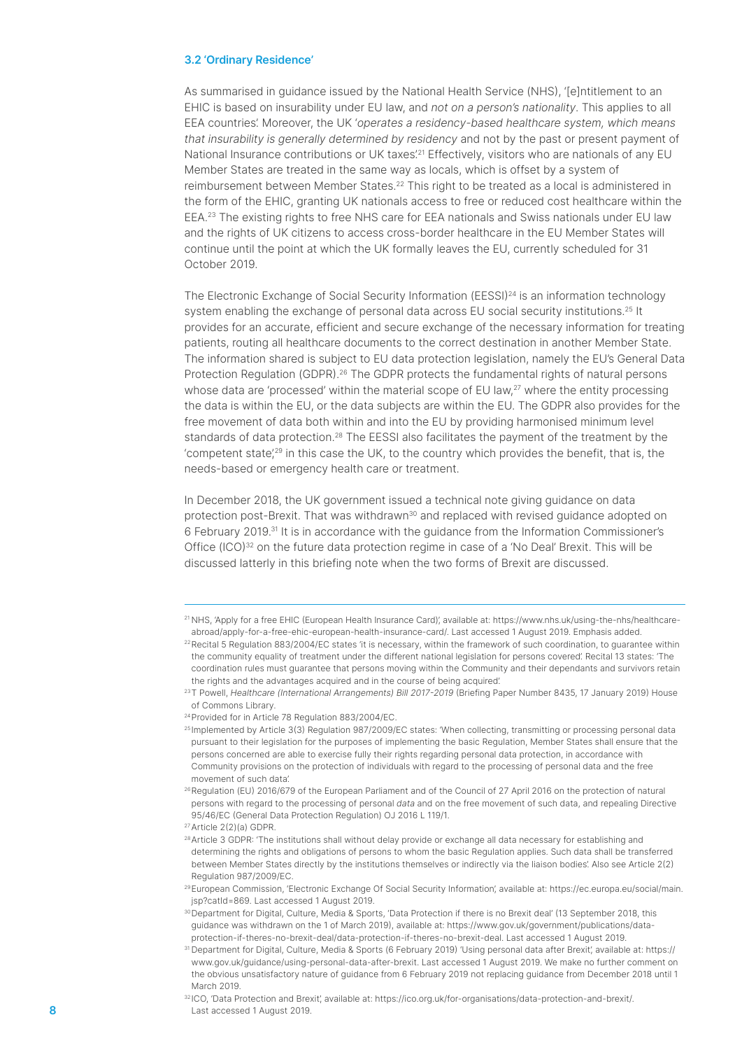### 3.2 'Ordinary Residence'

As summarised in guidance issued by the National Health Service (NHS), '[e]ntitlement to an EHIC is based on insurability under EU law, and *not on a person's nationality*. This applies to all EEA countries.' Moreover, the UK '*operates a residency-based healthcare system, which means that insurability is generally determined by residency* and not by the past or present payment of National Insurance contributions or UK taxes'.[21] Effectively, visitors who are nationals of any EU Member States are treated in the same way as locals, which is offset by a system of reimbursement between Member States.[22] This right to be treated as a local is administered in the form of the EHIC, granting UK nationals access to free or reduced cost healthcare within the EEA.[23] The existing rights to free NHS care for EEA nationals and Swiss nationals under EU law and the rights of UK citizens to access cross-border healthcare in the EU Member States will continue until the point at which the UK formally leaves the EU, currently scheduled for 31 October 2019.

The Electronic Exchange of Social Security Information (EESSI)[24] is an information technology system enabling the exchange of personal data across EU social security institutions.[25] It provides for an accurate, efficient and secure exchange of the necessary information for treating patients, routing all healthcare documents to the correct destination in another Member State. The information shared is subject to EU data protection legislation, namely the EU's General Data Protection Regulation (GDPR).[26] The GDPR protects the fundamental rights of natural persons whose data are 'processed' within the material scope of EU law,[27] where the entity processing the data is within the EU, or the data subjects are within the EU. The GDPR also provides for the free movement of data both within and into the EU by providing harmonised minimum level standards of data protection.[28] The EESSI also facilitates the payment of the treatment by the 'competent state',[29] in this case the UK, to the country which provides the benefit, that is, the needs-based or emergency health care or treatment.

In December 2018, the UK government issued a technical note giving guidance on data protection post-Brexit. That was withdrawn[30] and replaced with revised guidance adopted on 6 February 2019.[31] It is in accordance with the guidance from the Information Commissioner's Office (ICO)[32] on the future data protection regime in case of a 'No Deal' Brexit. This will be discussed latterly in this briefing note when the two forms of Brexit are discussed.

---

[21] NHS, 'Apply for a free EHIC (European Health Insurance Card)', available at: https://www.nhs.uk/using-the-nhs/healthcare-abroad/apply-for-a-free-ehic-european-health-insurance-card/. Last accessed 1 August 2019. Emphasis added.

[22] Recital 5 Regulation 883/2004/EC states 'it is necessary, within the framework of such coordination, to guarantee within the community equality of treatment under the different national legislation for persons covered.' Recital 13 states: 'The coordination rules must guarantee that persons moving within the Community and their dependants and survivors retain the rights and the advantages acquired and in the course of being acquired.'

[23] T Powell, *Healthcare (International Arrangements) Bill 2017-2019* (Briefing Paper Number 8435, 17 January 2019) House of Commons Library.

[24] Provided for in Article 78 Regulation 883/2004/EC.

[25] Implemented by Article 3(3) Regulation 987/2009/EC states: 'When collecting, transmitting or processing personal data pursuant to their legislation for the purposes of implementing the basic Regulation, Member States shall ensure that the persons concerned are able to exercise fully their rights regarding personal data protection, in accordance with Community provisions on the protection of individuals with regard to the processing of personal data and the free movement of such data.'

[26] Regulation (EU) 2016/679 of the European Parliament and of the Council of 27 April 2016 on the protection of natural persons with regard to the processing of personal *data* and on the free movement of such data, and repealing Directive 95/46/EC (General Data Protection Regulation) OJ 2016 L 119/1.

[27] Article 2(2)(a) GDPR.

[28] Article 3 GDPR: 'The institutions shall without delay provide or exchange all data necessary for establishing and determining the rights and obligations of persons to whom the basic Regulation applies. Such data shall be transferred between Member States directly by the institutions themselves or indirectly via the liaison bodies.' Also see Article 2(2) Regulation 987/2009/EC.

[29] European Commission, 'Electronic Exchange Of Social Security Information', available at: https://ec.europa.eu/social/main.jsp?catId=869. Last accessed 1 August 2019.

[30] Department for Digital, Culture, Media & Sports, 'Data Protection if there is no Brexit deal' (13 September 2018, this guidance was withdrawn on the 1 of March 2019), available at: https://www.gov.uk/government/publications/data-protection-if-theres-no-brexit-deal/data-protection-if-theres-no-brexit-deal. Last accessed 1 August 2019.

[31] Department for Digital, Culture, Media & Sports (6 February 2019) 'Using personal data after Brexit', available at: https://www.gov.uk/guidance/using-personal-data-after-brexit. Last accessed 1 August 2019. We make no further comment on the obvious unsatisfactory nature of guidance from 6 February 2019 not replacing guidance from December 2018 until 1 March 2019.

[32] ICO, 'Data Protection and Brexit', available at: https://ico.org.uk/for-organisations/data-protection-and-brexit/. Last accessed 1 August 2019.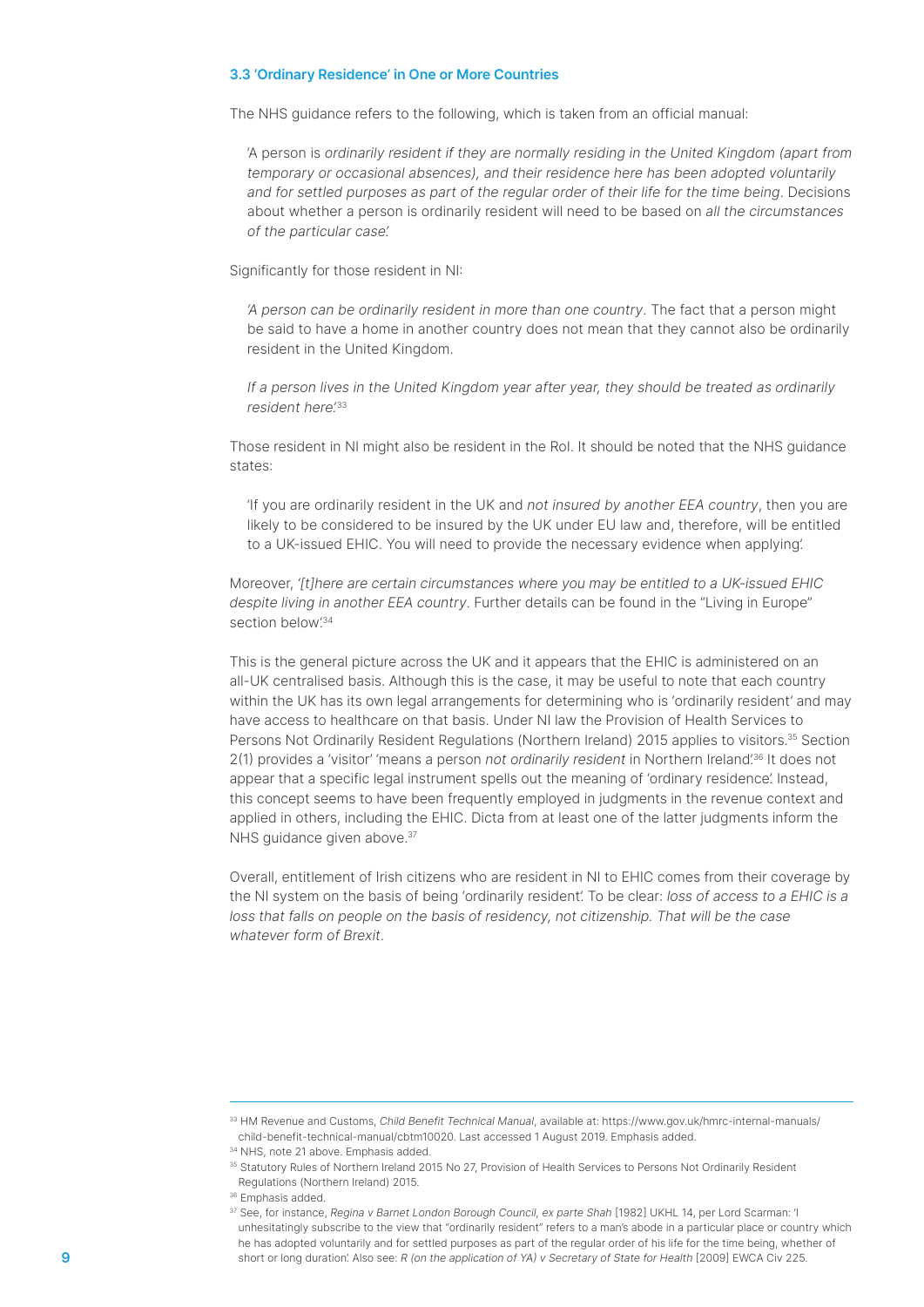### 3.3 'Ordinary Residence' in One or More Countries

The NHS guidance refers to the following, which is taken from an official manual:

> 'A person is *ordinarily resident if they are normally residing in the United Kingdom (apart from temporary or occasional absences), and their residence here has been adopted voluntarily and for settled purposes as part of the regular order of their life for the time being*. Decisions about whether a person is ordinarily resident will need to be based on *all the circumstances of the particular case*.'

Significantly for those resident in NI:

> *'A person can be ordinarily resident in more than one country*. The fact that a person might be said to have a home in another country does not mean that they cannot also be ordinarily resident in the United Kingdom.
>
> *If a person lives in the United Kingdom year after year, they should be treated as ordinarily resident here*.'[33]

Those resident in NI might also be resident in the RoI. It should be noted that the NHS guidance states:

> 'If you are ordinarily resident in the UK and *not insured by another EEA country*, then you are likely to be considered to be insured by the UK under EU law and, therefore, will be entitled to a UK-issued EHIC. You will need to provide the necessary evidence when applying.'

Moreover, '*[t]here are certain circumstances where you may be entitled to a UK-issued EHIC despite living in another EEA country*. Further details can be found in the "Living in Europe" section below.'[34]

This is the general picture across the UK and it appears that the EHIC is administered on an all-UK centralised basis. Although this is the case, it may be useful to note that each country within the UK has its own legal arrangements for determining who is 'ordinarily resident' and may have access to healthcare on that basis. Under NI law the Provision of Health Services to Persons Not Ordinarily Resident Regulations (Northern Ireland) 2015 applies to visitors.[35] Section 2(1) provides a 'visitor' 'means a person *not ordinarily resident* in Northern Ireland'.[36] It does not appear that a specific legal instrument spells out the meaning of 'ordinary residence'. Instead, this concept seems to have been frequently employed in judgments in the revenue context and applied in others, including the EHIC. Dicta from at least one of the latter judgments inform the NHS guidance given above.[37]

Overall, entitlement of Irish citizens who are resident in NI to EHIC comes from their coverage by the NI system on the basis of being 'ordinarily resident'. To be clear: *loss of access to a EHIC is a loss that falls on people on the basis of residency, not citizenship. That will be the case whatever form of Brexit*.

---

[33] HM Revenue and Customs, *Child Benefit Technical Manual*, available at: https://www.gov.uk/hmrc-internal-manuals/child-benefit-technical-manual/cbtm10020. Last accessed 1 August 2019. Emphasis added.

[34] NHS, note 21 above. Emphasis added.

[35] Statutory Rules of Northern Ireland 2015 No 27, Provision of Health Services to Persons Not Ordinarily Resident Regulations (Northern Ireland) 2015.

[36] Emphasis added.

[37] See, for instance, *Regina v Barnet London Borough Council, ex parte Shah* [1982] UKHL 14, per Lord Scarman: 'I unhesitatingly subscribe to the view that "ordinarily resident" refers to a man's abode in a particular place or country which he has adopted voluntarily and for settled purposes as part of the regular order of his life for the time being, whether of short or long duration'. Also see: *R (on the application of YA) v Secretary of State for Health* [2009] EWCA Civ 225.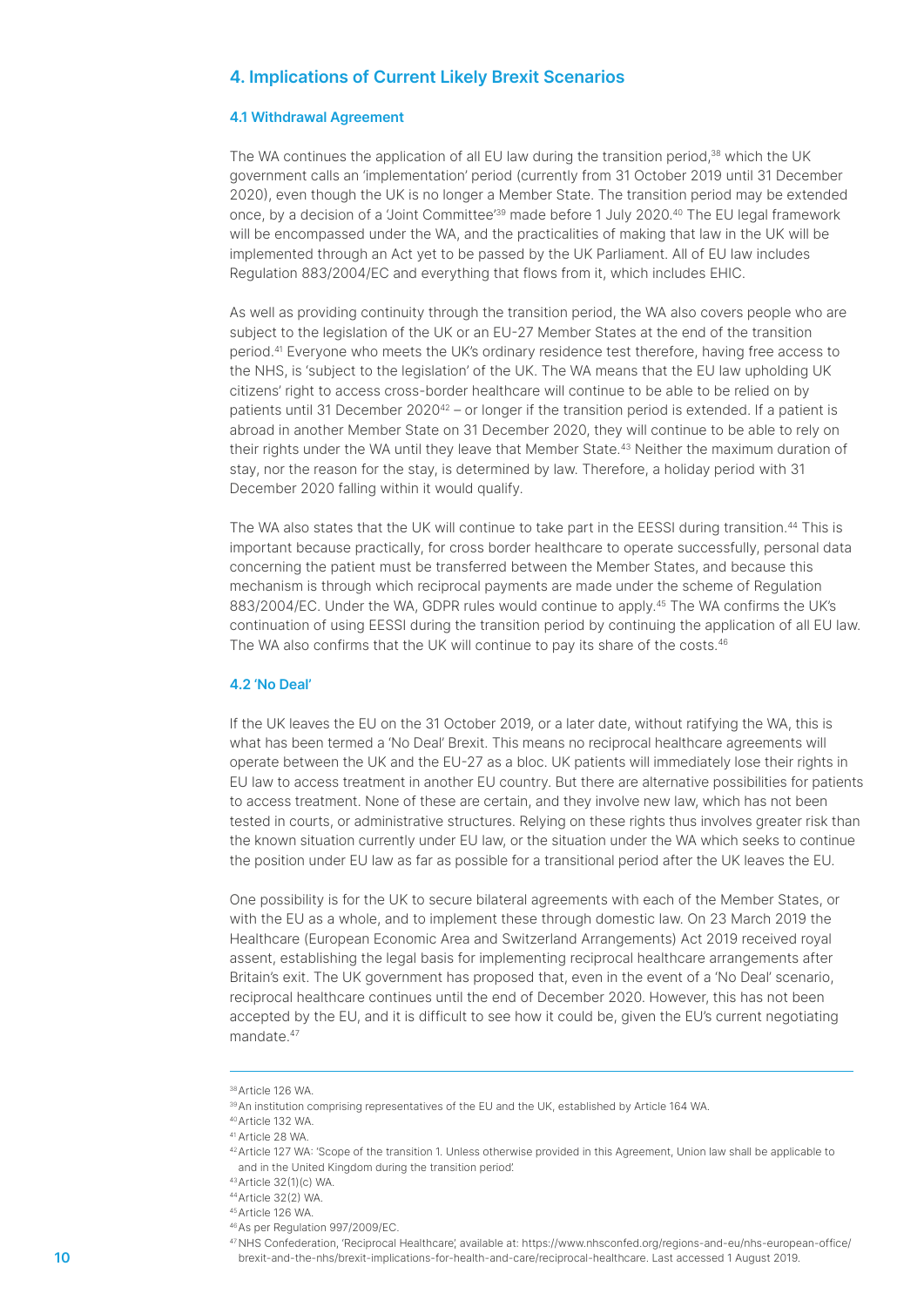## 4. Implications of Current Likely Brexit Scenarios

### 4.1 Withdrawal Agreement

The WA continues the application of all EU law during the transition period,[38] which the UK government calls an 'implementation' period (currently from 31 October 2019 until 31 December 2020), even though the UK is no longer a Member State. The transition period may be extended once, by a decision of a 'Joint Committee'[39] made before 1 July 2020.[40] The EU legal framework will be encompassed under the WA, and the practicalities of making that law in the UK will be implemented through an Act yet to be passed by the UK Parliament. All of EU law includes Regulation 883/2004/EC and everything that flows from it, which includes EHIC.

As well as providing continuity through the transition period, the WA also covers people who are subject to the legislation of the UK or an EU-27 Member States at the end of the transition period.[41] Everyone who meets the UK's ordinary residence test therefore, having free access to the NHS, is 'subject to the legislation' of the UK. The WA means that the EU law upholding UK citizens' right to access cross-border healthcare will continue to be able to be relied on by patients until 31 December 2020[42] – or longer if the transition period is extended. If a patient is abroad in another Member State on 31 December 2020, they will continue to be able to rely on their rights under the WA until they leave that Member State.[43] Neither the maximum duration of stay, nor the reason for the stay, is determined by law. Therefore, a holiday period with 31 December 2020 falling within it would qualify.

The WA also states that the UK will continue to take part in the EESSI during transition.[44] This is important because practically, for cross border healthcare to operate successfully, personal data concerning the patient must be transferred between the Member States, and because this mechanism is through which reciprocal payments are made under the scheme of Regulation 883/2004/EC. Under the WA, GDPR rules would continue to apply.[45] The WA confirms the UK's continuation of using EESSI during the transition period by continuing the application of all EU law. The WA also confirms that the UK will continue to pay its share of the costs.[46]

### 4.2 'No Deal'

If the UK leaves the EU on the 31 October 2019, or a later date, without ratifying the WA, this is what has been termed a 'No Deal' Brexit. This means no reciprocal healthcare agreements will operate between the UK and the EU-27 as a bloc. UK patients will immediately lose their rights in EU law to access treatment in another EU country. But there are alternative possibilities for patients to access treatment. None of these are certain, and they involve new law, which has not been tested in courts, or administrative structures. Relying on these rights thus involves greater risk than the known situation currently under EU law, or the situation under the WA which seeks to continue the position under EU law as far as possible for a transitional period after the UK leaves the EU.

One possibility is for the UK to secure bilateral agreements with each of the Member States, or with the EU as a whole, and to implement these through domestic law. On 23 March 2019 the Healthcare (European Economic Area and Switzerland Arrangements) Act 2019 received royal assent, establishing the legal basis for implementing reciprocal healthcare arrangements after Britain's exit. The UK government has proposed that, even in the event of a 'No Deal' scenario, reciprocal healthcare continues until the end of December 2020. However, this has not been accepted by the EU, and it is difficult to see how it could be, given the EU's current negotiating mandate.[47]

---

[38] Article 126 WA.

[39] An institution comprising representatives of the EU and the UK, established by Article 164 WA.

[40] Article 132 WA.

[41] Article 28 WA.

[42] Article 127 WA: 'Scope of the transition 1. Unless otherwise provided in this Agreement, Union law shall be applicable to and in the United Kingdom during the transition period.'

[43] Article 32(1)(c) WA.

[44] Article 32(2) WA.

[45] Article 126 WA.

[46] As per Regulation 997/2009/EC.

[47] NHS Confederation, 'Reciprocal Healthcare', available at: https://www.nhsconfed.org/regions-and-eu/nhs-european-office/brexit-and-the-nhs/brexit-implications-for-health-and-care/reciprocal-healthcare. Last accessed 1 August 2019.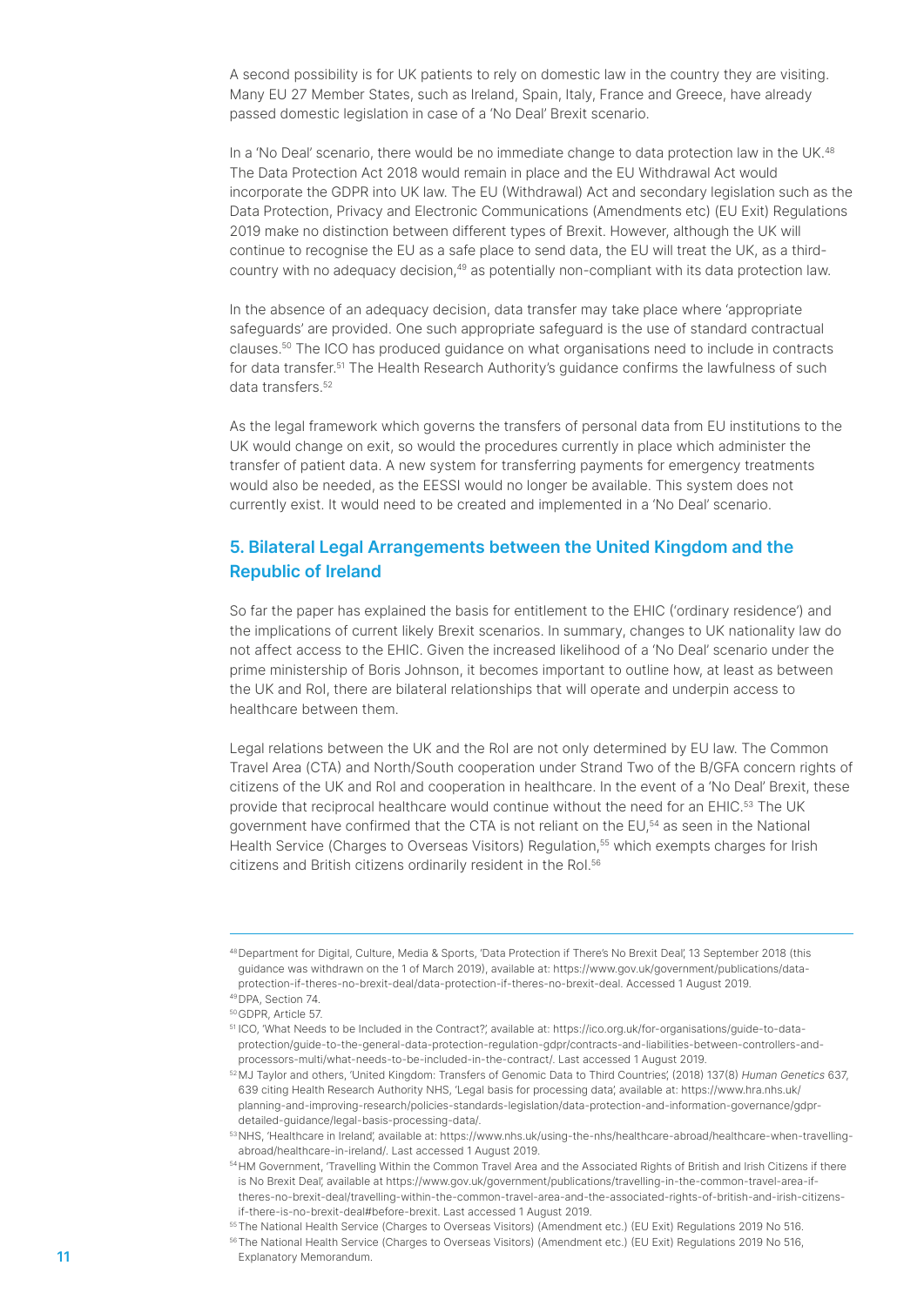A second possibility is for UK patients to rely on domestic law in the country they are visiting. Many EU 27 Member States, such as Ireland, Spain, Italy, France and Greece, have already passed domestic legislation in case of a 'No Deal' Brexit scenario.

In a 'No Deal' scenario, there would be no immediate change to data protection law in the UK.[48] The Data Protection Act 2018 would remain in place and the EU Withdrawal Act would incorporate the GDPR into UK law. The EU (Withdrawal) Act and secondary legislation such as the Data Protection, Privacy and Electronic Communications (Amendments etc) (EU Exit) Regulations 2019 make no distinction between different types of Brexit. However, although the UK will continue to recognise the EU as a safe place to send data, the EU will treat the UK, as a third-country with no adequacy decision,[49] as potentially non-compliant with its data protection law.

In the absence of an adequacy decision, data transfer may take place where 'appropriate safeguards' are provided. One such appropriate safeguard is the use of standard contractual clauses.[50] The ICO has produced guidance on what organisations need to include in contracts for data transfer.[51] The Health Research Authority's guidance confirms the lawfulness of such data transfers.[52]

As the legal framework which governs the transfers of personal data from EU institutions to the UK would change on exit, so would the procedures currently in place which administer the transfer of patient data. A new system for transferring payments for emergency treatments would also be needed, as the EESSI would no longer be available. This system does not currently exist. It would need to be created and implemented in a 'No Deal' scenario.

## 5. Bilateral Legal Arrangements between the United Kingdom and the Republic of Ireland

So far the paper has explained the basis for entitlement to the EHIC ('ordinary residence') and the implications of current likely Brexit scenarios. In summary, changes to UK nationality law do not affect access to the EHIC. Given the increased likelihood of a 'No Deal' scenario under the prime ministership of Boris Johnson, it becomes important to outline how, at least as between the UK and RoI, there are bilateral relationships that will operate and underpin access to healthcare between them.

Legal relations between the UK and the RoI are not only determined by EU law. The Common Travel Area (CTA) and North/South cooperation under Strand Two of the B/GFA concern rights of citizens of the UK and RoI and cooperation in healthcare. In the event of a 'No Deal' Brexit, these provide that reciprocal healthcare would continue without the need for an EHIC.[53] The UK government have confirmed that the CTA is not reliant on the EU,[54] as seen in the National Health Service (Charges to Overseas Visitors) Regulation,[55] which exempts charges for Irish citizens and British citizens ordinarily resident in the RoI.[56]

---

[48] Department for Digital, Culture, Media & Sports, 'Data Protection if There's No Brexit Deal', 13 September 2018 (this guidance was withdrawn on the 1 of March 2019), available at: https://www.gov.uk/government/publications/data-protection-if-theres-no-brexit-deal/data-protection-if-theres-no-brexit-deal. Accessed 1 August 2019.

[49] DPA, Section 74.

[50] GDPR, Article 57.

[51] ICO, 'What Needs to be Included in the Contract?', available at: https://ico.org.uk/for-organisations/guide-to-data-protection/guide-to-the-general-data-protection-regulation-gdpr/contracts-and-liabilities-between-controllers-and-processors-multi/what-needs-to-be-included-in-the-contract/. Last accessed 1 August 2019.

[52] MJ Taylor and others, 'United Kingdom: Transfers of Genomic Data to Third Countries', (2018) 137(8) *Human Genetics* 637, 639 citing Health Research Authority NHS, 'Legal basis for processing data', available at: https://www.hra.nhs.uk/planning-and-improving-research/policies-standards-legislation/data-protection-and-information-governance/gdpr-detailed-guidance/legal-basis-processing-data/.

[53] NHS, 'Healthcare in Ireland', available at: https://www.nhs.uk/using-the-nhs/healthcare-abroad/healthcare-when-travelling-abroad/healthcare-in-ireland/. Last accessed 1 August 2019.

[54] HM Government, 'Travelling Within the Common Travel Area and the Associated Rights of British and Irish Citizens if there is No Brexit Deal', available at https://www.gov.uk/government/publications/travelling-in-the-common-travel-area-if-theres-no-brexit-deal/travelling-within-the-common-travel-area-and-the-associated-rights-of-british-and-irish-citizens-if-there-is-no-brexit-deal#before-brexit. Last accessed 1 August 2019.

[55] The National Health Service (Charges to Overseas Visitors) (Amendment etc.) (EU Exit) Regulations 2019 No 516.

[56] The National Health Service (Charges to Overseas Visitors) (Amendment etc.) (EU Exit) Regulations 2019 No 516, Explanatory Memorandum.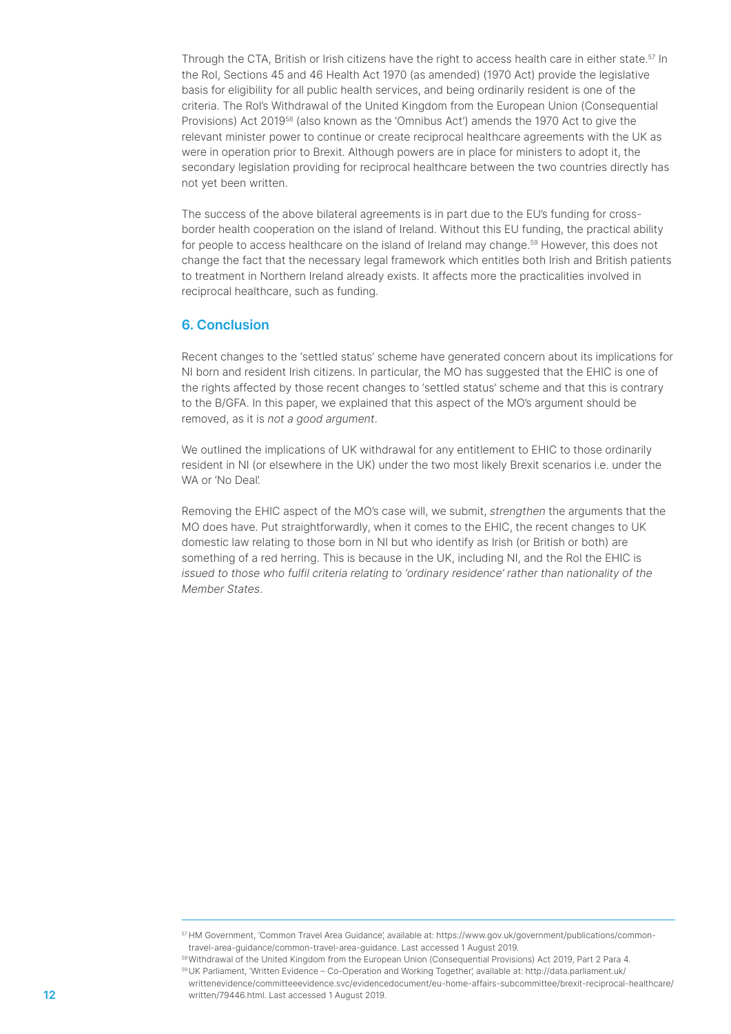Through the CTA, British or Irish citizens have the right to access health care in either state.[57] In the RoI, Sections 45 and 46 Health Act 1970 (as amended) (1970 Act) provide the legislative basis for eligibility for all public health services, and being ordinarily resident is one of the criteria. The RoI's Withdrawal of the United Kingdom from the European Union (Consequential Provisions) Act 2019[58] (also known as the 'Omnibus Act') amends the 1970 Act to give the relevant minister power to continue or create reciprocal healthcare agreements with the UK as were in operation prior to Brexit. Although powers are in place for ministers to adopt it, the secondary legislation providing for reciprocal healthcare between the two countries directly has not yet been written.

The success of the above bilateral agreements is in part due to the EU's funding for cross-border health cooperation on the island of Ireland. Without this EU funding, the practical ability for people to access healthcare on the island of Ireland may change.[59] However, this does not change the fact that the necessary legal framework which entitles both Irish and British patients to treatment in Northern Ireland already exists. It affects more the practicalities involved in reciprocal healthcare, such as funding.

## 6. Conclusion

Recent changes to the 'settled status' scheme have generated concern about its implications for NI born and resident Irish citizens. In particular, the MO has suggested that the EHIC is one of the rights affected by those recent changes to 'settled status' scheme and that this is contrary to the B/GFA. In this paper, we explained that this aspect of the MO's argument should be removed, as it is *not a good argument*.

We outlined the implications of UK withdrawal for any entitlement to EHIC to those ordinarily resident in NI (or elsewhere in the UK) under the two most likely Brexit scenarios i.e. under the WA or 'No Deal'.

Removing the EHIC aspect of the MO's case will, we submit, *strengthen* the arguments that the MO does have. Put straightforwardly, when it comes to the EHIC, the recent changes to UK domestic law relating to those born in NI but who identify as Irish (or British or both) are something of a red herring. This is because in the UK, including NI, and the RoI the EHIC is *issued to those who fulfil criteria relating to 'ordinary residence' rather than nationality of the Member States*.

---

[57] HM Government, 'Common Travel Area Guidance', available at: https://www.gov.uk/government/publications/common-travel-area-guidance/common-travel-area-guidance. Last accessed 1 August 2019.

[58] Withdrawal of the United Kingdom from the European Union (Consequential Provisions) Act 2019, Part 2 Para 4.

[59] UK Parliament, 'Written Evidence – Co-Operation and Working Together', available at: http://data.parliament.uk/writtenevidence/committeeevidence.svc/evidencedocument/eu-home-affairs-subcommittee/brexit-reciprocal-healthcare/written/79446.html. Last accessed 1 August 2019.